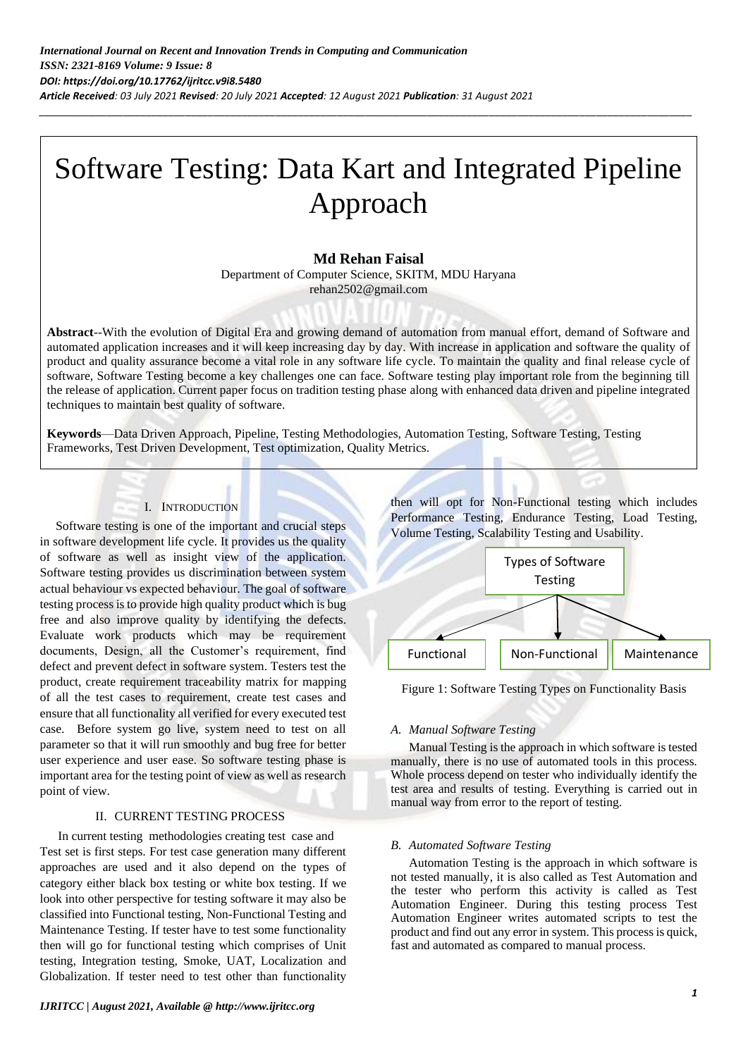# Software Testing: Data Kart and Integrated Pipeline Approach

**Md Rehan Faisal**
Department of Computer Science, SKITM, MDU Haryana
rehan2502@gmail.com

**Abstract**--With the evolution of Digital Era and growing demand of automation from manual effort, demand of Software and automated application increases and it will keep increasing day by day. With increase in application and software the quality of product and quality assurance become a vital role in any software life cycle. To maintain the quality and final release cycle of software, Software Testing become a key challenges one can face. Software testing play important role from the beginning till the release of application. Current paper focus on tradition testing phase along with enhanced data driven and pipeline integrated techniques to maintain best quality of software.

**Keywords**—Data Driven Approach, Pipeline, Testing Methodologies, Automation Testing, Software Testing, Testing Frameworks, Test Driven Development, Test optimization, Quality Metrics.

## I. Introduction

Software testing is one of the important and crucial steps in software development life cycle. It provides us the quality of software as well as insight view of the application. Software testing provides us discrimination between system actual behaviour vs expected behaviour. The goal of software testing process is to provide high quality product which is bug free and also improve quality by identifying the defects. Evaluate work products which may be requirement documents, Design, all the Customer's requirement, find defect and prevent defect in software system. Testers test the product, create requirement traceability matrix for mapping of all the test cases to requirement, create test cases and ensure that all functionality all verified for every executed test case. Before system go live, system need to test on all parameter so that it will run smoothly and bug free for better user experience and user ease. So software testing phase is important area for the testing point of view as well as research point of view.

## II. CURRENT TESTING PROCESS

In current testing methodologies creating test case and Test set is first steps. For test case generation many different approaches are used and it also depend on the types of category either black box testing or white box testing. If we look into other perspective for testing software it may also be classified into Functional testing, Non-Functional Testing and Maintenance Testing. If tester have to test some functionality then will go for functional testing which comprises of Unit testing, Integration testing, Smoke, UAT, Localization and Globalization. If tester need to test other than functionality then will opt for Non-Functional testing which includes Performance Testing, Endurance Testing, Load Testing, Volume Testing, Scalability Testing and Usability.

Types of Software Testing → Functional | Non-Functional | Maintenance

Figure 1: Software Testing Types on Functionality Basis

### A. *Manual Software Testing*

Manual Testing is the approach in which software is tested manually, there is no use of automated tools in this process. Whole process depend on tester who individually identify the test area and results of testing. Everything is carried out in manual way from error to the report of testing.

### B. *Automated Software Testing*

Automation Testing is the approach in which software is not tested manually, it is also called as Test Automation and the tester who perform this activity is called as Test Automation Engineer. During this testing process Test Automation Engineer writes automated scripts to test the product and find out any error in system. This process is quick, fast and automated as compared to manual process.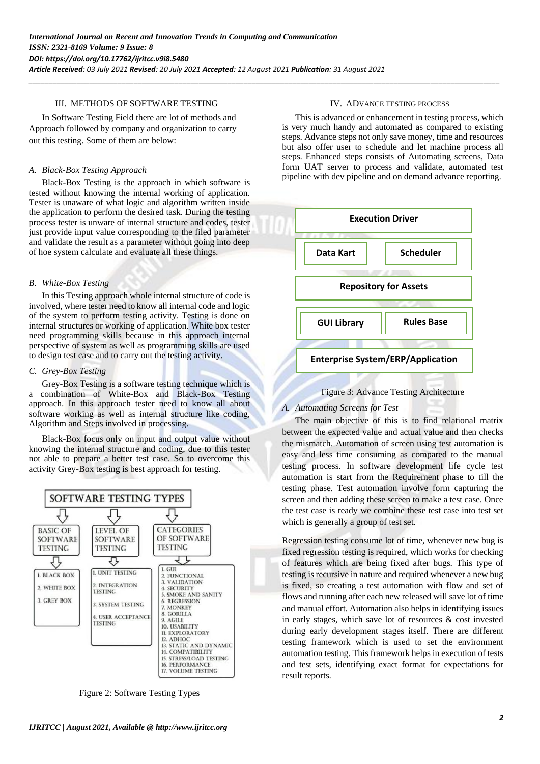## III. METHODS OF SOFTWARE TESTING

In Software Testing Field there are lot of methods and Approach followed by company and organization to carry out this testing. Some of them are below:

### A. Black-Box Testing Approach

Black-Box Testing is the approach in which software is tested without knowing the internal working of application. Tester is unaware of what logic and algorithm written inside the application to perform the desired task. During the testing process tester is unware of internal structure and codes, tester just provide input value corresponding to the filed parameter and validate the result as a parameter without going into deep of hoe system calculate and evaluate all these things.

### B. White-Box Testing

In this Testing approach whole internal structure of code is involved, where tester need to know all internal code and logic of the system to perform testing activity. Testing is done on internal structures or working of application. White box tester need programming skills because in this approach internal perspective of system as well as programming skills are used to design test case and to carry out the testing activity.

### C. Grey-Box Testing

Grey-Box Testing is a software testing technique which is a combination of White-Box and Black-Box Testing approach. In this approach tester need to know all about software working as well as internal structure like coding, Algorithm and Steps involved in processing.

Black-Box focus only on input and output value without knowing the internal structure and coding, due to this tester not able to prepare a better test case. So to overcome this activity Grey-Box testing is best approach for testing.

SOFTWARE TESTING TYPES

- BASIC OF SOFTWARE TESTING
  1. BLACK BOX
  2. WHITE BOX
  3. GREY BOX
- LEVEL OF SOFTWARE TESTING
  1. UNIT TESTING
  2. INTEGRATION TESTING
  3. SYSTEM TESTING
  4. USER ACCEPTANCE TESTING
- CATEGORIES OF SOFTWARE TESTING
  1. GUI
  2. FUNCTIONAL
  3. VALIDATION
  4. SECURITY
  5. SMOKE AND SANITY
  6. REGRESSION
  7. MONKEY
  8. GORILLA
  9. AGILE
  10. USABILITY
  11. EXPLORATORY
  12. ADHOC
  13. STATIC AND DYNAMIC
  14. COMPATIBILITY
  15. STRESS/LOAD TESTING
  16. PERFORMANCE
  17. VOLUME TESTING

Figure 2: Software Testing Types

## IV. ADVANCE TESTING PROCESS

This is advanced or enhancement in testing process, which is very much handy and automated as compared to existing steps. Advance steps not only save money, time and resources but also offer user to schedule and let machine process all steps. Enhanced steps consists of Automating screens, Data form UAT server to process and validate, automated test pipeline with dev pipeline and on demand advance reporting.

| Execution Driver | |
|---|---|
| Data Kart | Scheduler |
| Repository for Assets | |
| GUI Library | Rules Base |
| Enterprise System/ERP/Application | |

Figure 3: Advance Testing Architecture

### A. Automating Screens for Test

The main objective of this is to find relational matrix between the expected value and actual value and then checks the mismatch. Automation of screen using test automation is easy and less time consuming as compared to the manual testing process. In software development life cycle test automation is start from the Requirement phase to till the testing phase. Test automation involve form capturing the screen and then adding these screen to make a test case. Once the test case is ready we combine these test case into test set which is generally a group of test set.

Regression testing consume lot of time, whenever new bug is fixed regression testing is required, which works for checking of features which are being fixed after bugs. This type of testing is recursive in nature and required whenever a new bug is fixed, so creating a test automation with flow and set of flows and running after each new released will save lot of time and manual effort. Automation also helps in identifying issues in early stages, which save lot of resources & cost invested during early development stages itself. There are different testing framework which is used to set the environment automation testing. This framework helps in execution of tests and test sets, identifying exact format for expectations for result reports.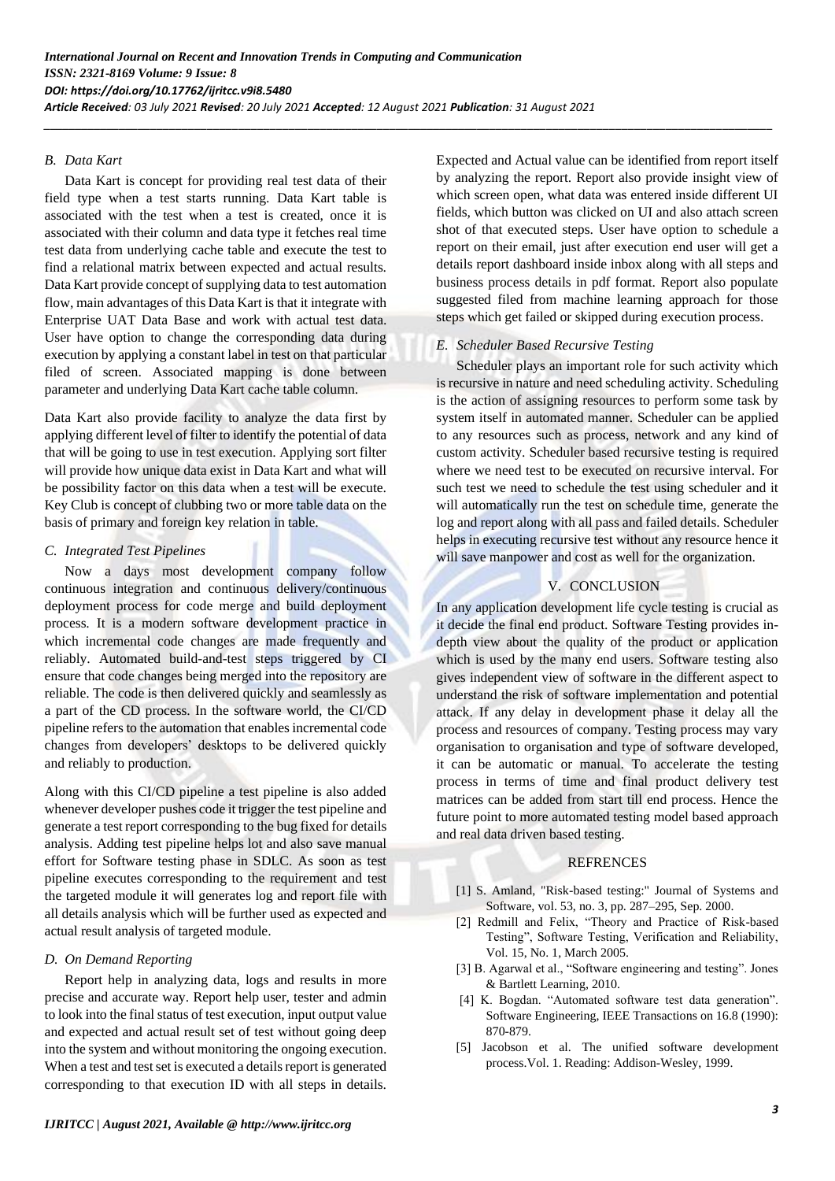### *B. Data Kart*

Data Kart is concept for providing real test data of their field type when a test starts running. Data Kart table is associated with the test when a test is created, once it is associated with their column and data type it fetches real time test data from underlying cache table and execute the test to find a relational matrix between expected and actual results. Data Kart provide concept of supplying data to test automation flow, main advantages of this Data Kart is that it integrate with Enterprise UAT Data Base and work with actual test data. User have option to change the corresponding data during execution by applying a constant label in test on that particular filed of screen. Associated mapping is done between parameter and underlying Data Kart cache table column.

Data Kart also provide facility to analyze the data first by applying different level of filter to identify the potential of data that will be going to use in test execution. Applying sort filter will provide how unique data exist in Data Kart and what will be possibility factor on this data when a test will be execute. Key Club is concept of clubbing two or more table data on the basis of primary and foreign key relation in table.

### *C. Integrated Test Pipelines*

Now a days most development company follow continuous integration and continuous delivery/continuous deployment process for code merge and build deployment process. It is a modern software development practice in which incremental code changes are made frequently and reliably. Automated build-and-test steps triggered by CI ensure that code changes being merged into the repository are reliable. The code is then delivered quickly and seamlessly as a part of the CD process. In the software world, the CI/CD pipeline refers to the automation that enables incremental code changes from developers' desktops to be delivered quickly and reliably to production.

Along with this CI/CD pipeline a test pipeline is also added whenever developer pushes code it trigger the test pipeline and generate a test report corresponding to the bug fixed for details analysis. Adding test pipeline helps lot and also save manual effort for Software testing phase in SDLC. As soon as test pipeline executes corresponding to the requirement and test the targeted module it will generates log and report file with all details analysis which will be further used as expected and actual result analysis of targeted module.

### *D. On Demand Reporting*

Report help in analyzing data, logs and results in more precise and accurate way. Report help user, tester and admin to look into the final status of test execution, input output value and expected and actual result set of test without going deep into the system and without monitoring the ongoing execution. When a test and test set is executed a details report is generated corresponding to that execution ID with all steps in details. Expected and Actual value can be identified from report itself by analyzing the report. Report also provide insight view of which screen open, what data was entered inside different UI fields, which button was clicked on UI and also attach screen shot of that executed steps. User have option to schedule a report on their email, just after execution end user will get a details report dashboard inside inbox along with all steps and business process details in pdf format. Report also populate suggested filed from machine learning approach for those steps which get failed or skipped during execution process.

### *E. Scheduler Based Recursive Testing*

Scheduler plays an important role for such activity which is recursive in nature and need scheduling activity. Scheduling is the action of assigning resources to perform some task by system itself in automated manner. Scheduler can be applied to any resources such as process, network and any kind of custom activity. Scheduler based recursive testing is required where we need test to be executed on recursive interval. For such test we need to schedule the test using scheduler and it will automatically run the test on schedule time, generate the log and report along with all pass and failed details. Scheduler helps in executing recursive test without any resource hence it will save manpower and cost as well for the organization.

## V. CONCLUSION

In any application development life cycle testing is crucial as it decide the final end product. Software Testing provides in-depth view about the quality of the product or application which is used by the many end users. Software testing also gives independent view of software in the different aspect to understand the risk of software implementation and potential attack. If any delay in development phase it delay all the process and resources of company. Testing process may vary organisation to organisation and type of software developed, it can be automatic or manual. To accelerate the testing process in terms of time and final product delivery test matrices can be added from start till end process. Hence the future point to more automated testing model based approach and real data driven based testing.

## REFRENCES

[1] S. Amland, "Risk-based testing:" Journal of Systems and Software, vol. 53, no. 3, pp. 287–295, Sep. 2000.

[2] Redmill and Felix, "Theory and Practice of Risk-based Testing", Software Testing, Verification and Reliability, Vol. 15, No. 1, March 2005.

[3] B. Agarwal et al., "Software engineering and testing". Jones & Bartlett Learning, 2010.

[4] K. Bogdan. "Automated software test data generation". Software Engineering, IEEE Transactions on 16.8 (1990): 870-879.

[5] Jacobson et al. The unified software development process.Vol. 1. Reading: Addison-Wesley, 1999.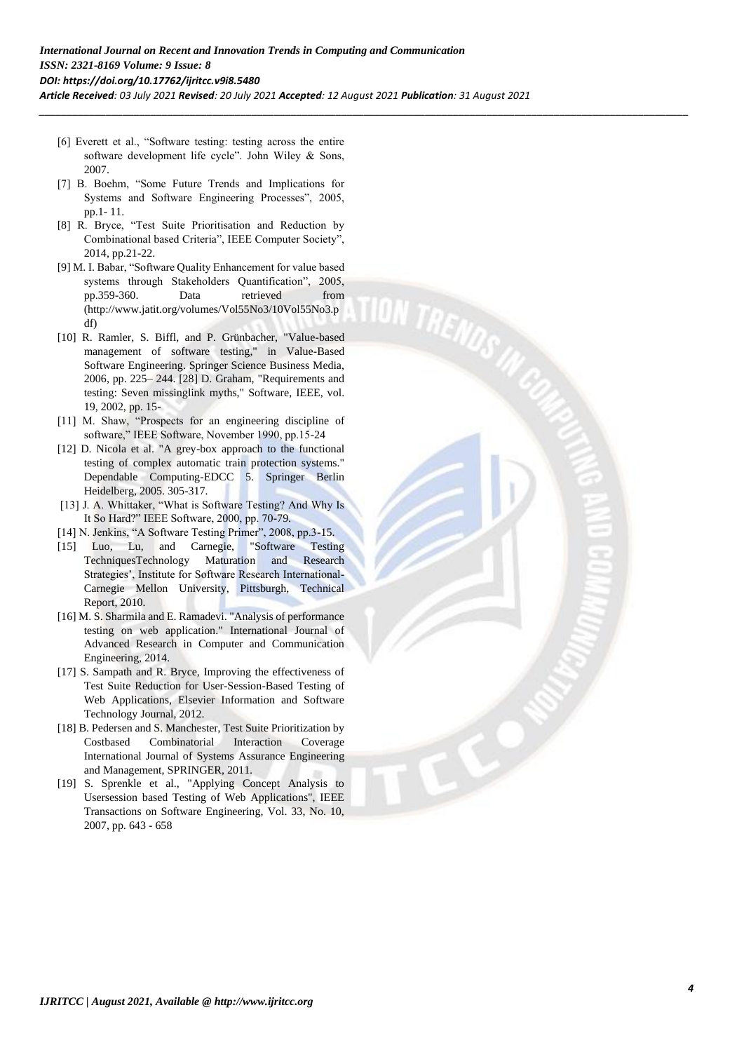[6] Everett et al., "Software testing: testing across the entire software development life cycle". John Wiley & Sons, 2007.

[7] B. Boehm, "Some Future Trends and Implications for Systems and Software Engineering Processes", 2005, pp.1- 11.

[8] R. Bryce, "Test Suite Prioritisation and Reduction by Combinational based Criteria", IEEE Computer Society", 2014, pp.21-22.

[9] M. I. Babar, "Software Quality Enhancement for value based systems through Stakeholders Quantification", 2005, pp.359-360. Data retrieved from (http://www.jatit.org/volumes/Vol55No3/10Vol55No3.pdf)

[10] R. Ramler, S. Biffl, and P. Grünbacher, "Value-based management of software testing," in Value-Based Software Engineering. Springer Science Business Media, 2006, pp. 225– 244. [28] D. Graham, "Requirements and testing: Seven missinglink myths," Software, IEEE, vol. 19, 2002, pp. 15-

[11] M. Shaw, "Prospects for an engineering discipline of software," IEEE Software, November 1990, pp.15-24

[12] D. Nicola et al. "A grey-box approach to the functional testing of complex automatic train protection systems." Dependable Computing-EDCC 5. Springer Berlin Heidelberg, 2005. 305-317.

[13] J. A. Whittaker, "What is Software Testing? And Why Is It So Hard?" IEEE Software, 2000, pp. 70-79.

[14] N. Jenkins, "A Software Testing Primer", 2008, pp.3-15.

[15] Luo, Lu, and Carnegie, "Software Testing TechniquesTechnology Maturation and Research Strategies', Institute for Software Research International-Carnegie Mellon University, Pittsburgh, Technical Report, 2010.

[16] M. S. Sharmila and E. Ramadevi. "Analysis of performance testing on web application." International Journal of Advanced Research in Computer and Communication Engineering, 2014.

[17] S. Sampath and R. Bryce, Improving the effectiveness of Test Suite Reduction for User-Session-Based Testing of Web Applications, Elsevier Information and Software Technology Journal, 2012.

[18] B. Pedersen and S. Manchester, Test Suite Prioritization by Costbased Combinatorial Interaction Coverage International Journal of Systems Assurance Engineering and Management, SPRINGER, 2011.

[19] S. Sprenkle et al., "Applying Concept Analysis to Usersession based Testing of Web Applications", IEEE Transactions on Software Engineering, Vol. 33, No. 10, 2007, pp. 643 - 658